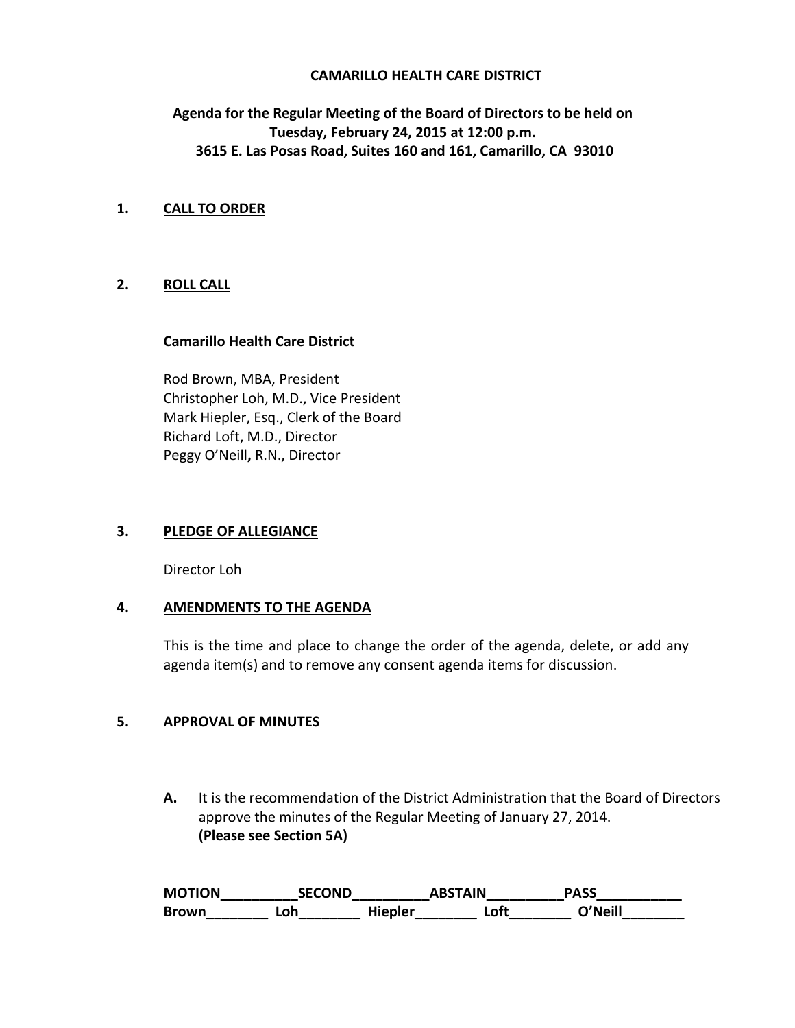# CAMARILLO HEALTH CARE DISTRICT

**Agenda for the Regular Meeting of the Board of Directors to be held on Tuesday, February 24, 2015 at 12:00 p.m.**
**3615 E. Las Posas Road, Suites 160 and 161, Camarillo, CA 93010**

## 1. CALL TO ORDER

## 2. ROLL CALL

**Camarillo Health Care District**

Rod Brown, MBA, President
Christopher Loh, M.D., Vice President
Mark Hiepler, Esq., Clerk of the Board
Richard Loft, M.D., Director
Peggy O'Neill**,** R.N., Director

## 3. PLEDGE OF ALLEGIANCE

Director Loh

## 4. AMENDMENTS TO THE AGENDA

This is the time and place to change the order of the agenda, delete, or add any agenda item(s) and to remove any consent agenda items for discussion.

## 5. APPROVAL OF MINUTES

**A.** It is the recommendation of the District Administration that the Board of Directors approve the minutes of the Regular Meeting of January 27, 2014.
**(Please see Section 5A)**

**MOTION__________SECOND__________ABSTAIN__________PASS___________**
**Brown________ Loh________ Hiepler________ Loft________ O'Neill________**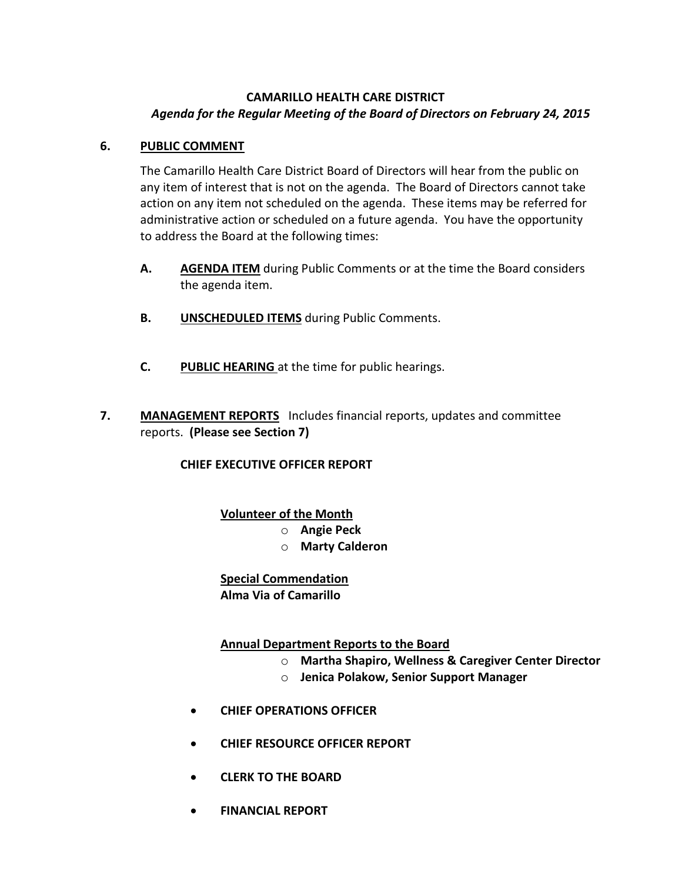**CAMARILLO HEALTH CARE DISTRICT**

***Agenda for the Regular Meeting of the Board of Directors on February 24, 2015***

**6. PUBLIC COMMENT**

The Camarillo Health Care District Board of Directors will hear from the public on any item of interest that is not on the agenda. The Board of Directors cannot take action on any item not scheduled on the agenda. These items may be referred for administrative action or scheduled on a future agenda. You have the opportunity to address the Board at the following times:

**A.** **AGENDA ITEM** during Public Comments or at the time the Board considers the agenda item.

**B.** **UNSCHEDULED ITEMS** during Public Comments.

**C.** **PUBLIC HEARING** at the time for public hearings.

**7. MANAGEMENT REPORTS** Includes financial reports, updates and committee reports. **(Please see Section 7)**

**CHIEF EXECUTIVE OFFICER REPORT**

**Volunteer of the Month**

- **Angie Peck**
- **Marty Calderon**

**Special Commendation**
**Alma Via of Camarillo**

**Annual Department Reports to the Board**

- **Martha Shapiro, Wellness & Caregiver Center Director**
- **Jenica Polakow, Senior Support Manager**

- **CHIEF OPERATIONS OFFICER**
- **CHIEF RESOURCE OFFICER REPORT**
- **CLERK TO THE BOARD**
- **FINANCIAL REPORT**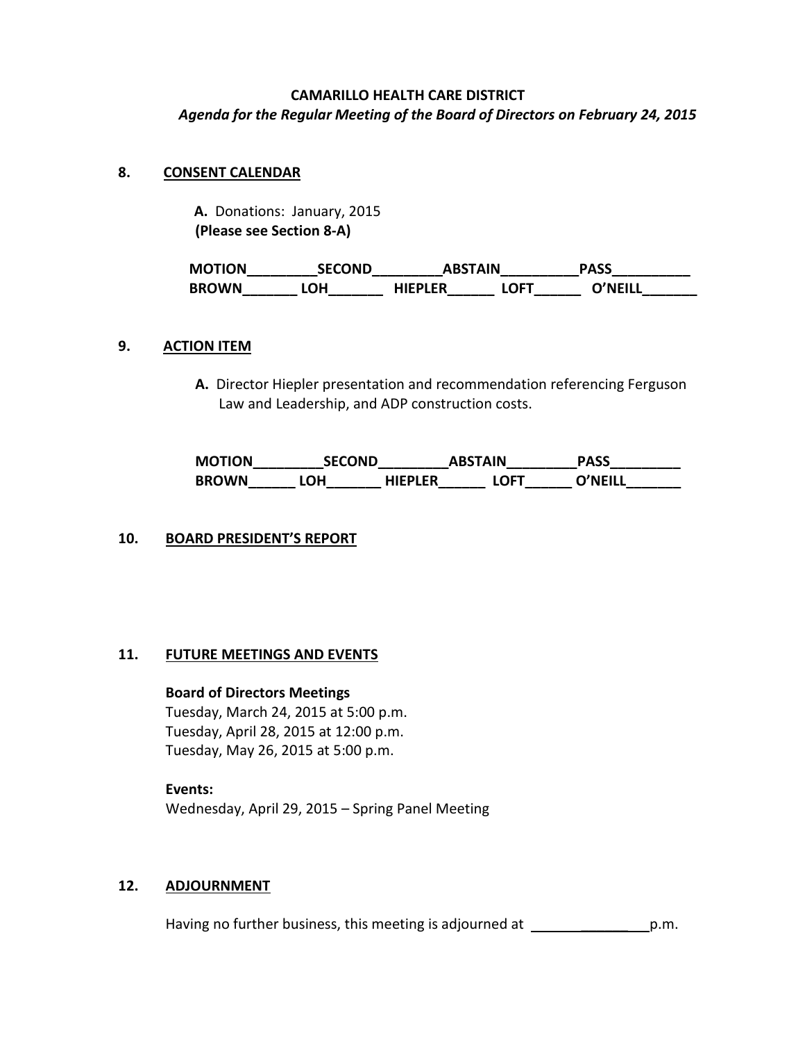**CAMARILLO HEALTH CARE DISTRICT**

***Agenda for the Regular Meeting of the Board of Directors on February 24, 2015***

## 8. CONSENT CALENDAR

**A.** Donations: January, 2015
**(Please see Section 8-A)**

**MOTION_________SECOND_________ABSTAIN__________PASS__________**
**BROWN_______ LOH_______ HIEPLER______ LOFT______ O'NEILL_______**

## 9. ACTION ITEM

**A.** Director Hiepler presentation and recommendation referencing Ferguson Law and Leadership, and ADP construction costs.

**MOTION_________SECOND_________ABSTAIN_________PASS_________**
**BROWN______ LOH_______ HIEPLER______ LOFT______ O'NEILL_______**

## 10. BOARD PRESIDENT'S REPORT

## 11. FUTURE MEETINGS AND EVENTS

**Board of Directors Meetings**
Tuesday, March 24, 2015 at 5:00 p.m.
Tuesday, April 28, 2015 at 12:00 p.m.
Tuesday, May 26, 2015 at 5:00 p.m.

**Events:**
Wednesday, April 29, 2015 – Spring Panel Meeting

## 12. ADJOURNMENT

Having no further business, this meeting is adjourned at ______________p.m.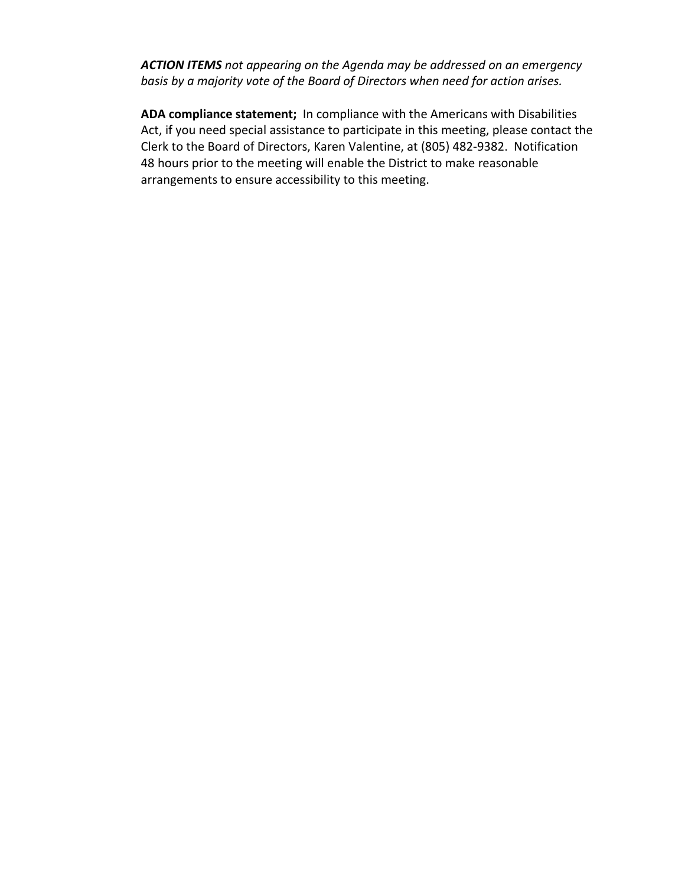***ACTION ITEMS*** *not appearing on the Agenda may be addressed on an emergency basis by a majority vote of the Board of Directors when need for action arises.*

**ADA compliance statement;** In compliance with the Americans with Disabilities Act, if you need special assistance to participate in this meeting, please contact the Clerk to the Board of Directors, Karen Valentine, at (805) 482-9382. Notification 48 hours prior to the meeting will enable the District to make reasonable arrangements to ensure accessibility to this meeting.